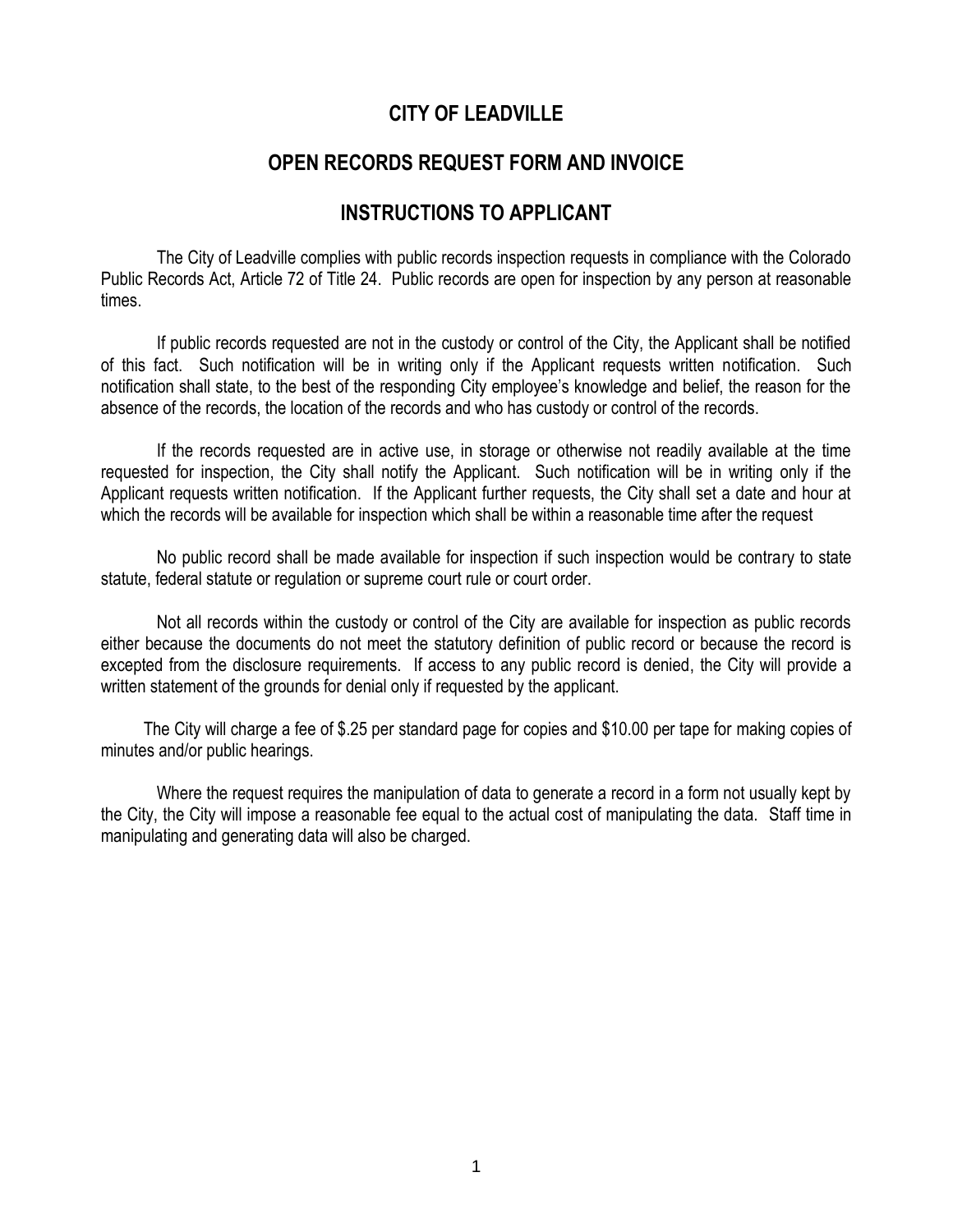# CITY OF LEADVILLE

## OPEN RECORDS REQUEST FORM AND INVOICE

## INSTRUCTIONS TO APPLICANT

The City of Leadville complies with public records inspection requests in compliance with the Colorado Public Records Act, Article 72 of Title 24. Public records are open for inspection by any person at reasonable times.

If public records requested are not in the custody or control of the City, the Applicant shall be notified of this fact. Such notification will be in writing only if the Applicant requests written notification. Such notification shall state, to the best of the responding City employee's knowledge and belief, the reason for the absence of the records, the location of the records and who has custody or control of the records.

If the records requested are in active use, in storage or otherwise not readily available at the time requested for inspection, the City shall notify the Applicant. Such notification will be in writing only if the Applicant requests written notification. If the Applicant further requests, the City shall set a date and hour at which the records will be available for inspection which shall be within a reasonable time after the request

No public record shall be made available for inspection if such inspection would be contrary to state statute, federal statute or regulation or supreme court rule or court order.

Not all records within the custody or control of the City are available for inspection as public records either because the documents do not meet the statutory definition of public record or because the record is excepted from the disclosure requirements. If access to any public record is denied, the City will provide a written statement of the grounds for denial only if requested by the applicant.

The City will charge a fee of $.25 per standard page for copies and $10.00 per tape for making copies of minutes and/or public hearings.

Where the request requires the manipulation of data to generate a record in a form not usually kept by the City, the City will impose a reasonable fee equal to the actual cost of manipulating the data. Staff time in manipulating and generating data will also be charged.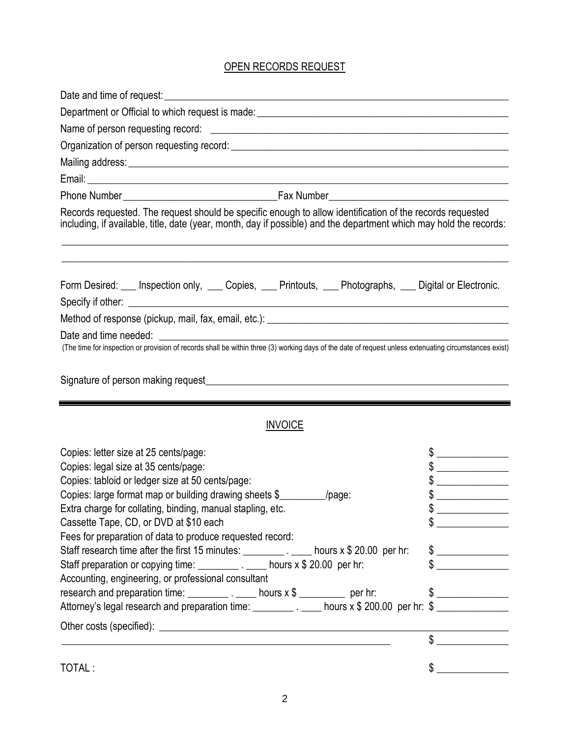## OPEN RECORDS REQUEST

Date and time of request: \_\_\_\_\_\_\_\_\_\_\_\_\_\_\_\_\_\_\_\_\_\_\_\_\_\_\_\_\_\_\_\_\_\_\_\_\_\_\_\_

Department or Official to which request is made: \_\_\_\_\_\_\_\_\_\_\_\_\_\_\_\_\_\_\_\_\_\_\_\_\_\_\_\_\_\_\_\_\_\_\_\_\_\_\_\_

Name of person requesting record: \_\_\_\_\_\_\_\_\_\_\_\_\_\_\_\_\_\_\_\_\_\_\_\_\_\_\_\_\_\_\_\_\_\_\_\_\_\_\_\_

Organization of person requesting record: \_\_\_\_\_\_\_\_\_\_\_\_\_\_\_\_\_\_\_\_\_\_\_\_\_\_\_\_\_\_\_\_\_\_\_\_\_\_\_\_

Mailing address: \_\_\_\_\_\_\_\_\_\_\_\_\_\_\_\_\_\_\_\_\_\_\_\_\_\_\_\_\_\_\_\_\_\_\_\_\_\_\_\_

Email: \_\_\_\_\_\_\_\_\_\_\_\_\_\_\_\_\_\_\_\_\_\_\_\_\_\_\_\_\_\_\_\_\_\_\_\_\_\_\_\_

Phone Number \_\_\_\_\_\_\_\_\_\_\_\_\_\_\_\_\_\_\_\_ Fax Number \_\_\_\_\_\_\_\_\_\_\_\_\_\_\_\_\_\_\_\_

Records requested. The request should be specific enough to allow identification of the records requested including, if available, title, date (year, month, day if possible) and the department which may hold the records:

\_\_\_\_\_\_\_\_\_\_\_\_\_\_\_\_\_\_\_\_\_\_\_\_\_\_\_\_\_\_\_\_\_\_\_\_\_\_\_\_\_\_\_\_\_\_\_\_\_\_\_\_\_\_\_\_\_\_\_\_

\_\_\_\_\_\_\_\_\_\_\_\_\_\_\_\_\_\_\_\_\_\_\_\_\_\_\_\_\_\_\_\_\_\_\_\_\_\_\_\_\_\_\_\_\_\_\_\_\_\_\_\_\_\_\_\_\_\_\_\_

Form Desired: \_\_\_ Inspection only, \_\_\_ Copies, \_\_\_ Printouts, \_\_\_ Photographs, \_\_\_ Digital or Electronic.

Specify if other: \_\_\_\_\_\_\_\_\_\_\_\_\_\_\_\_\_\_\_\_\_\_\_\_\_\_\_\_\_\_\_\_\_\_\_\_\_\_\_\_

Method of response (pickup, mail, fax, email, etc.): \_\_\_\_\_\_\_\_\_\_\_\_\_\_\_\_\_\_\_\_\_\_\_\_\_\_\_\_\_\_\_\_\_\_\_\_\_\_\_\_

Date and time needed: \_\_\_\_\_\_\_\_\_\_\_\_\_\_\_\_\_\_\_\_\_\_\_\_\_\_\_\_\_\_\_\_\_\_\_\_\_\_\_\_

(The time for inspection or provision of records shall be within three (3) working days of the date of request unless extenuating circumstances exist)

Signature of person making request \_\_\_\_\_\_\_\_\_\_\_\_\_\_\_\_\_\_\_\_\_\_\_\_\_\_\_\_\_\_\_\_\_\_\_\_\_\_\_\_

---

## INVOICE

| | |
|---|---|
| Copies: letter size at 25 cents/page: | $ \_\_\_\_\_\_\_\_\_\_ |
| Copies: legal size at 35 cents/page: | $ \_\_\_\_\_\_\_\_\_\_ |
| Copies: tabloid or ledger size at 50 cents/page: | $ \_\_\_\_\_\_\_\_\_\_ |
| Copies: large format map or building drawing sheets $\_\_\_\_\_\_\_\_\_/page: | $ \_\_\_\_\_\_\_\_\_\_ |
| Extra charge for collating, binding, manual stapling, etc. | $ \_\_\_\_\_\_\_\_\_\_ |
| Cassette Tape, CD, or DVD at $10 each | $ \_\_\_\_\_\_\_\_\_\_ |
| Fees for preparation of data to produce requested record: | |
| Staff research time after the first 15 minutes: \_\_\_\_\_\_\_\_ . \_\_\_\_ hours x $ 20.00 per hr: | $ \_\_\_\_\_\_\_\_\_\_ |
| Staff preparation or copying time: \_\_\_\_\_\_\_\_ . \_\_\_\_ hours x $ 20.00 per hr: | $ \_\_\_\_\_\_\_\_\_\_ |
| Accounting, engineering, or professional consultant research and preparation time: \_\_\_\_\_\_\_\_ . \_\_\_\_ hours x $ \_\_\_\_\_\_\_\_\_ per hr: | $ \_\_\_\_\_\_\_\_\_\_ |
| Attorney's legal research and preparation time: \_\_\_\_\_\_\_\_ . \_\_\_\_ hours x $ 200.00 per hr: | $ \_\_\_\_\_\_\_\_\_\_ |
| Other costs (specified): \_\_\_\_\_\_\_\_\_\_\_\_\_\_\_\_\_\_\_\_\_\_\_\_\_\_\_\_\_\_\_\_\_\_\_\_\_\_\_\_ | $ \_\_\_\_\_\_\_\_\_\_ |
| TOTAL : | $ \_\_\_\_\_\_\_\_\_\_ |